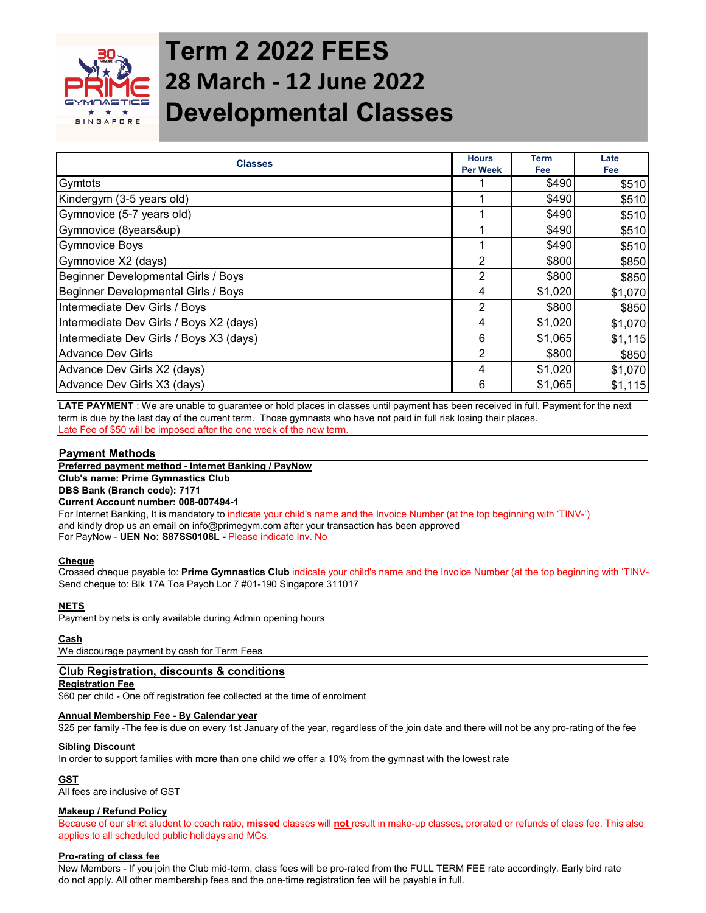# Term 2 2022 FEES

## 28 March - 12 June 2022

## Developmental Classes

| Classes | Hours Per Week | Term Fee | Late Fee |
|---|---|---|---|
| Gymtots | 1 | $490 | $510 |
| Kindergym (3-5 years old) | 1 | $490 | $510 |
| Gymnovice (5-7 years old) | 1 | $490 | $510 |
| Gymnovice (8years&up) | 1 | $490 | $510 |
| Gymnovice Boys | 1 | $490 | $510 |
| Gymnovice X2 (days) | 2 | $800 | $850 |
| Beginner Developmental Girls / Boys | 2 | $800 | $850 |
| Beginner Developmental Girls / Boys | 4 | $1,020 | $1,070 |
| Intermediate Dev Girls / Boys | 2 | $800 | $850 |
| Intermediate Dev Girls / Boys X2 (days) | 4 | $1,020 | $1,070 |
| Intermediate Dev Girls / Boys X3 (days) | 6 | $1,065 | $1,115 |
| Advance Dev Girls | 2 | $800 | $850 |
| Advance Dev Girls X2 (days) | 4 | $1,020 | $1,070 |
| Advance Dev Girls X3 (days) | 6 | $1,065 | $1,115 |

**LATE PAYMENT** : We are unable to guarantee or hold places in classes until payment has been received in full. Payment for the next term is due by the last day of the current term. Those gymnasts who have not paid in full risk losing their places.
Late Fee of $50 will be imposed after the one week of the new term.

## Payment Methods

**Preferred payment method - Internet Banking / PayNow**

**Club's name: Prime Gymnastics Club**
**DBS Bank (Branch code): 7171**
**Current Account number: 008-007494-1**

For Internet Banking, It is mandatory to indicate your child's name and the Invoice Number (at the top beginning with 'TINV-')
and kindly drop us an email on info@primegym.com after your transaction has been approved
For PayNow - **UEN No: S87SS0108L -** Please indicate Inv. No

**Cheque**

Crossed cheque payable to: **Prime Gymnastics Club** indicate your child's name and the Invoice Number (at the top beginning with 'TINV-
Send cheque to: Blk 17A Toa Payoh Lor 7 #01-190 Singapore 311017

**NETS**

Payment by nets is only available during Admin opening hours

**Cash**

We discourage payment by cash for Term Fees

## Club Registration, discounts & conditions

**Registration Fee**

$60 per child - One off registration fee collected at the time of enrolment

**Annual Membership Fee - By Calendar year**

$25 per family -The fee is due on every 1st January of the year, regardless of the join date and there will not be any pro-rating of the fee

**Sibling Discount**

In order to support families with more than one child we offer a 10% from the gymnast with the lowest rate

**GST**

All fees are inclusive of GST

**Makeup / Refund Policy**

Because of our strict student to coach ratio, **missed** classes will **not** result in make-up classes, prorated or refunds of class fee. This also applies to all scheduled public holidays and MCs.

**Pro-rating of class fee**

New Members - If you join the Club mid-term, class fees will be pro-rated from the FULL TERM FEE rate accordingly. Early bird rate do not apply. All other membership fees and the one-time registration fee will be payable in full.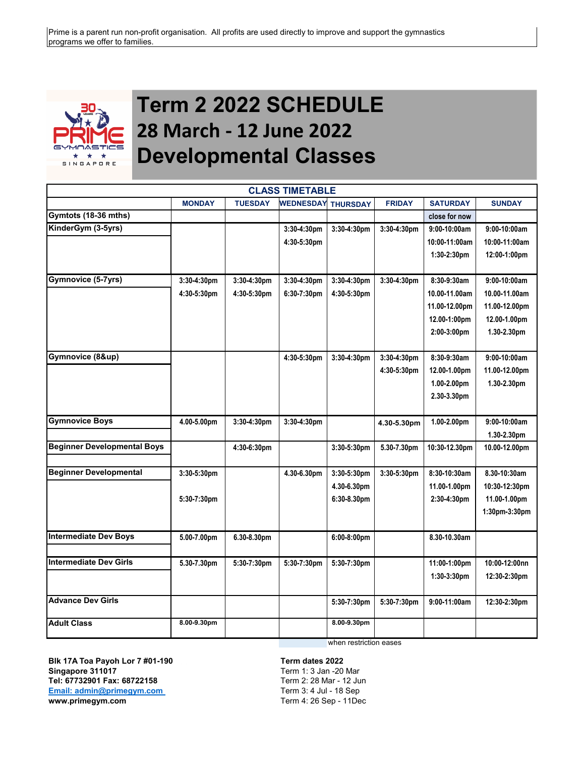Prime is a parent run non-profit organisation. All profits are used directly to improve and support the gymnastics programs we offer to families.

# Term 2 2022 SCHEDULE
## 28 March - 12 June 2022
# Developmental Classes

**CLASS TIMETABLE**

| | MONDAY | TUESDAY | WEDNESDAY | THURSDAY | FRIDAY | SATURDAY | SUNDAY |
|---|---|---|---|---|---|---|---|
| Gymtots (18-36 mths) | | | | | | close for now | |
| KinderGym (3-5yrs) | | | 3:30-4:30pm<br>4:30-5:30pm | 3:30-4:30pm | 3:30-4:30pm | 9:00-10:00am<br>10:00-11:00am<br>1:30-2:30pm | 9:00-10:00am<br>10:00-11:00am<br>12:00-1:00pm |
| Gymnovice (5-7yrs) | 3:30-4:30pm<br>4:30-5:30pm | 3:30-4:30pm<br>4:30-5:30pm | 3:30-4:30pm<br>6:30-7:30pm | 3:30-4:30pm<br>4:30-5:30pm | 3:30-4:30pm | 8:30-9:30am<br>10.00-11.00am<br>11.00-12.00pm<br>12.00-1:00pm<br>2:00-3:00pm | 9:00-10:00am<br>10.00-11.00am<br>11.00-12.00pm<br>12.00-1.00pm<br>1.30-2.30pm |
| Gymnovice (8&up) | | | 4:30-5:30pm | 3:30-4:30pm | 3:30-4:30pm<br>4:30-5:30pm | 8:30-9:30am<br>12.00-1.00pm<br>1.00-2.00pm<br>2.30-3.30pm | 9:00-10:00am<br>11.00-12.00pm<br>1.30-2.30pm |
| Gymnovice Boys | 4.00-5.00pm | 3:30-4:30pm | 3:30-4:30pm | | 4.30-5.30pm | 1.00-2.00pm | 9:00-10:00am<br>1.30-2.30pm |
| Beginner Developmental Boys | | 4:30-6:30pm | | 3:30-5:30pm | 5.30-7.30pm | 10:30-12.30pm | 10.00-12.00pm |
| Beginner Developmental | 3:30-5:30pm<br>5:30-7:30pm | | 4.30-6.30pm | 3:30-5:30pm<br>4.30-6.30pm<br>6:30-8.30pm | 3:30-5:30pm | 8:30-10:30am<br>11.00-1.00pm<br>2:30-4:30pm | 8.30-10:30am<br>10:30-12:30pm<br>11.00-1.00pm<br>1:30pm-3:30pm |
| Intermediate Dev Boys | 5.00-7.00pm | 6.30-8.30pm | | 6:00-8:00pm | | 8.30-10.30am | |
| Intermediate Dev Girls | 5.30-7.30pm | 5:30-7:30pm | 5:30-7:30pm | 5:30-7:30pm | | 11:00-1:00pm<br>1:30-3:30pm | 10:00-12:00nn<br>12:30-2:30pm |
| Advance Dev Girls | | | | 5:30-7:30pm | 5:30-7:30pm | 9:00-11:00am | 12:30-2:30pm |
| Adult Class | 8.00-9.30pm | | | 8.00-9.30pm | | | |

when restriction eases

**Blk 17A Toa Payoh Lor 7 #01-190**
**Singapore 311017**
**Tel: 67732901 Fax: 68722158**
**Email: admin@primegym.com**
**www.primegym.com**

**Term dates 2022**
Term 1: 3 Jan -20 Mar
Term 2: 28 Mar - 12 Jun
Term 3: 4 Jul - 18 Sep
Term 4: 26 Sep - 11Dec